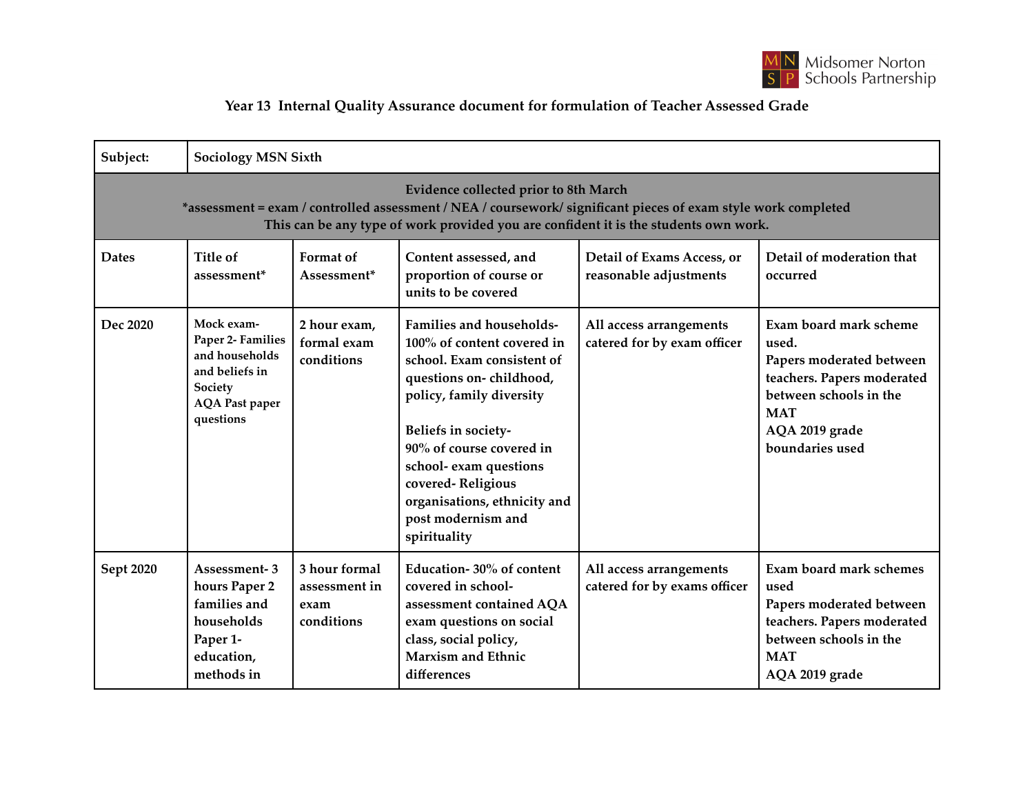### Year 13 Internal Quality Assurance document for formulation of Teacher Assessed Grade

| Subject: | Sociology MSN Sixth | | | | |
|---|---|---|---|---|---|
| **Evidence collected prior to 8th March**<br>*assessment = exam / controlled assessment / NEA / coursework/ significant pieces of exam style work completed<br>This can be any type of work provided you are confident it is the students own work. | | | | | |
| **Dates** | **Title of assessment*** | **Format of Assessment*** | **Content assessed, and proportion of course or units to be covered** | **Detail of Exams Access, or reasonable adjustments** | **Detail of moderation that occurred** |
| Dec 2020 | Mock exam- Paper 2- Families and households and beliefs in Society<br>AQA Past paper questions | 2 hour exam, formal exam conditions | Families and households- 100% of content covered in school. Exam consistent of questions on- childhood, policy, family diversity<br><br>Beliefs in society- 90% of course covered in school- exam questions covered- Religious organisations, ethnicity and post modernism and spirituality | All access arrangements catered for by exam officer | Exam board mark scheme used.<br>Papers moderated between teachers. Papers moderated between schools in the MAT<br>AQA 2019 grade boundaries used |
| Sept 2020 | Assessment- 3 hours Paper 2 families and households Paper 1- education, methods in | 3 hour formal assessment in exam conditions | Education- 30% of content covered in school- assessment contained AQA exam questions on social class, social policy, Marxism and Ethnic differences | All access arrangements catered for by exams officer | Exam board mark schemes used<br>Papers moderated between teachers. Papers moderated between schools in the MAT<br>AQA 2019 grade |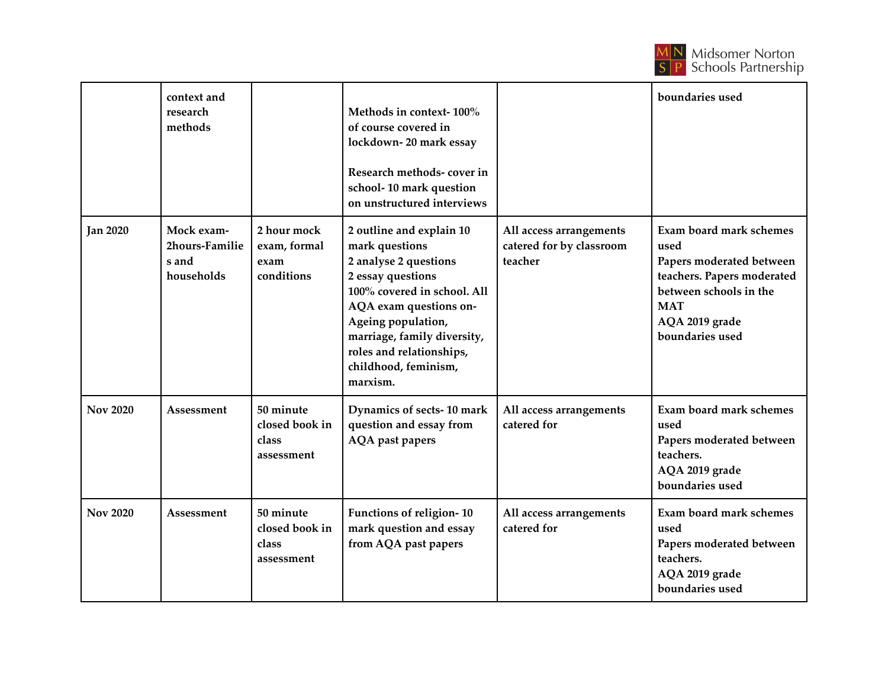| | | | | | |
|---|---|---|---|---|---|
| | context and research methods | | Methods in context- 100% of course covered in lockdown- 20 mark essay<br><br>Research methods- cover in school- 10 mark question on unstructured interviews | | boundaries used |
| Jan 2020 | Mock exam- 2hours-Families and households | 2 hour mock exam, formal exam conditions | 2 outline and explain 10 mark questions<br>2 analyse 2 questions<br>2 essay questions<br>100% covered in school. All AQA exam questions on- Ageing population, marriage, family diversity, roles and relationships, childhood, feminism, marxism. | All access arrangements catered for by classroom teacher | Exam board mark schemes used<br>Papers moderated between teachers. Papers moderated between schools in the MAT<br>AQA 2019 grade boundaries used |
| Nov 2020 | Assessment | 50 minute closed book in class assessment | Dynamics of sects- 10 mark question and essay from AQA past papers | All access arrangements catered for | Exam board mark schemes used<br>Papers moderated between teachers.<br>AQA 2019 grade boundaries used |
| Nov 2020 | Assessment | 50 minute closed book in class assessment | Functions of religion- 10 mark question and essay from AQA past papers | All access arrangements catered for | Exam board mark schemes used<br>Papers moderated between teachers.<br>AQA 2019 grade boundaries used |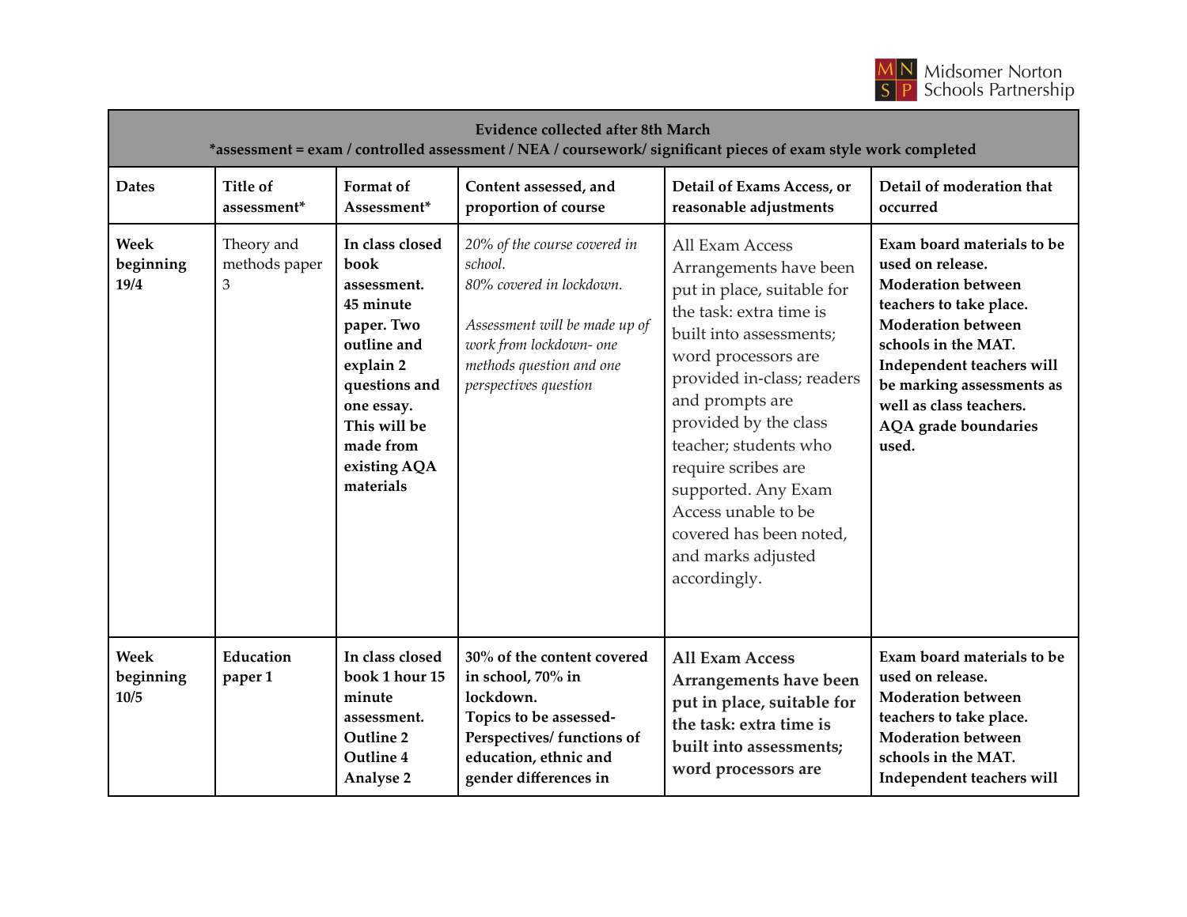| Evidence collected after 8th March<br>*assessment = exam / controlled assessment / NEA / coursework/ significant pieces of exam style work completed | | | | | |
|---|---|---|---|---|---|
| **Dates** | **Title of assessment*** | **Format of Assessment*** | **Content assessed, and proportion of course** | **Detail of Exams Access, or reasonable adjustments** | **Detail of moderation that occurred** |
| **Week beginning 19/4** | Theory and methods paper 3 | **In class closed book assessment. 45 minute paper. Two outline and explain 2 questions and one essay. This will be made from existing AQA materials** | *20% of the course covered in school.*<br>*80% covered in lockdown.*<br><br>*Assessment will be made up of work from lockdown- one methods question and one perspectives question* | All Exam Access Arrangements have been put in place, suitable for the task: extra time is built into assessments; word processors are provided in-class; readers and prompts are provided by the class teacher; students who require scribes are supported. Any Exam Access unable to be covered has been noted, and marks adjusted accordingly. | **Exam board materials to be used on release. Moderation between teachers to take place. Moderation between schools in the MAT. Independent teachers will be marking assessments as well as class teachers. AQA grade boundaries used.** |
| **Week beginning 10/5** | **Education paper 1** | **In class closed book 1 hour 15 minute assessment. Outline 2 Outline 4 Analyse 2** | **30% of the content covered in school, 70% in lockdown. Topics to be assessed- Perspectives/ functions of education, ethnic and gender differences in** | **All Exam Access Arrangements have been put in place, suitable for the task: extra time is built into assessments; word processors are** | **Exam board materials to be used on release. Moderation between teachers to take place. Moderation between schools in the MAT. Independent teachers will** |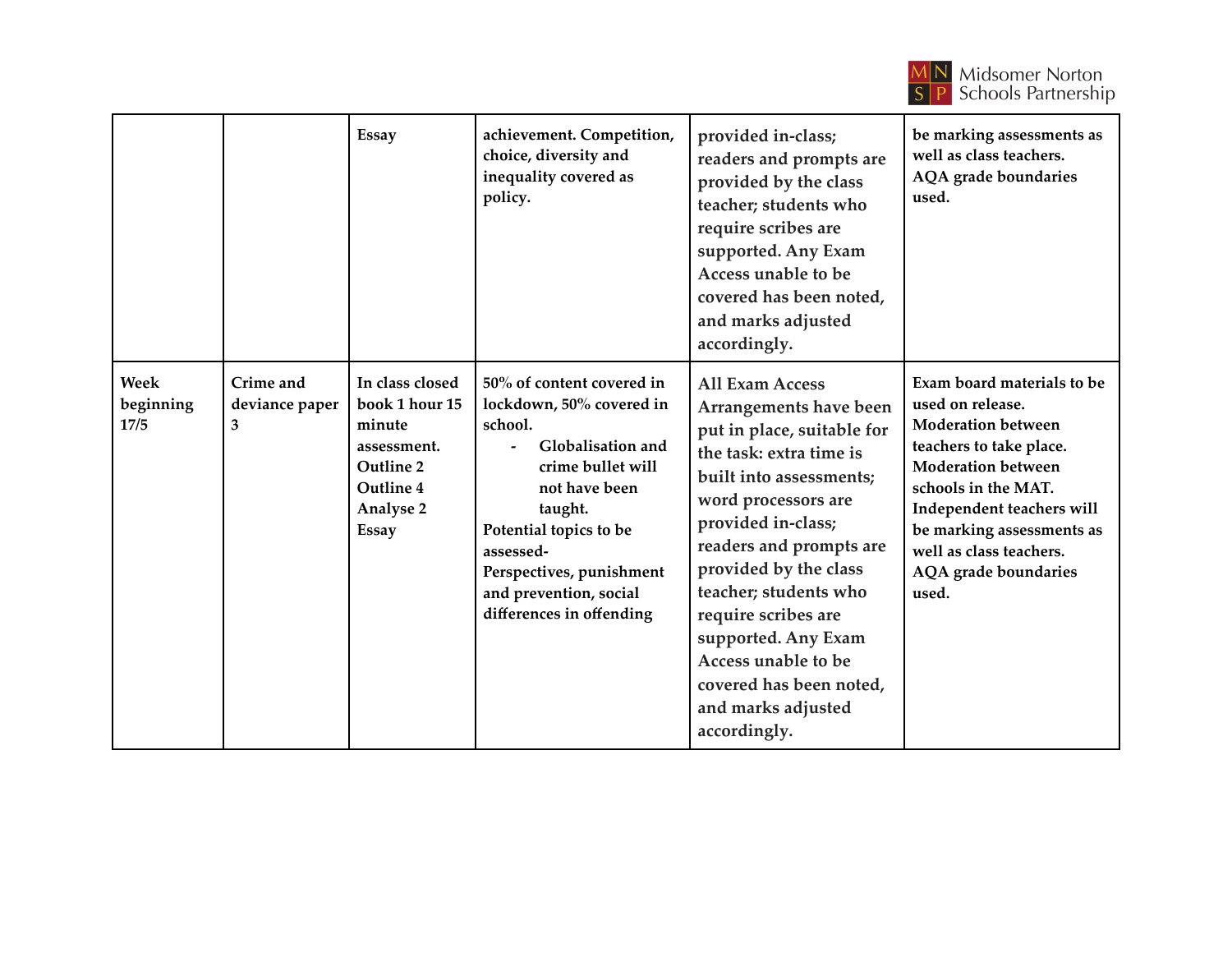| | | | | | |
|---|---|---|---|---|---|
| | | Essay | achievement. Competition, choice, diversity and inequality covered as policy. | provided in-class; readers and prompts are provided by the class teacher; students who require scribes are supported. Any Exam Access unable to be covered has been noted, and marks adjusted accordingly. | be marking assessments as well as class teachers. AQA grade boundaries used. |
| Week beginning 17/5 | Crime and deviance paper 3 | In class closed book 1 hour 15 minute assessment. Outline 2 Outline 4 Analyse 2 Essay | 50% of content covered in lockdown, 50% covered in school. <br> - Globalisation and crime bullet will not have been taught. <br> Potential topics to be assessed- Perspectives, punishment and prevention, social differences in offending | All Exam Access Arrangements have been put in place, suitable for the task: extra time is built into assessments; word processors are provided in-class; readers and prompts are provided by the class teacher; students who require scribes are supported. Any Exam Access unable to be covered has been noted, and marks adjusted accordingly. | Exam board materials to be used on release. Moderation between teachers to take place. Moderation between schools in the MAT. Independent teachers will be marking assessments as well as class teachers. AQA grade boundaries used. |